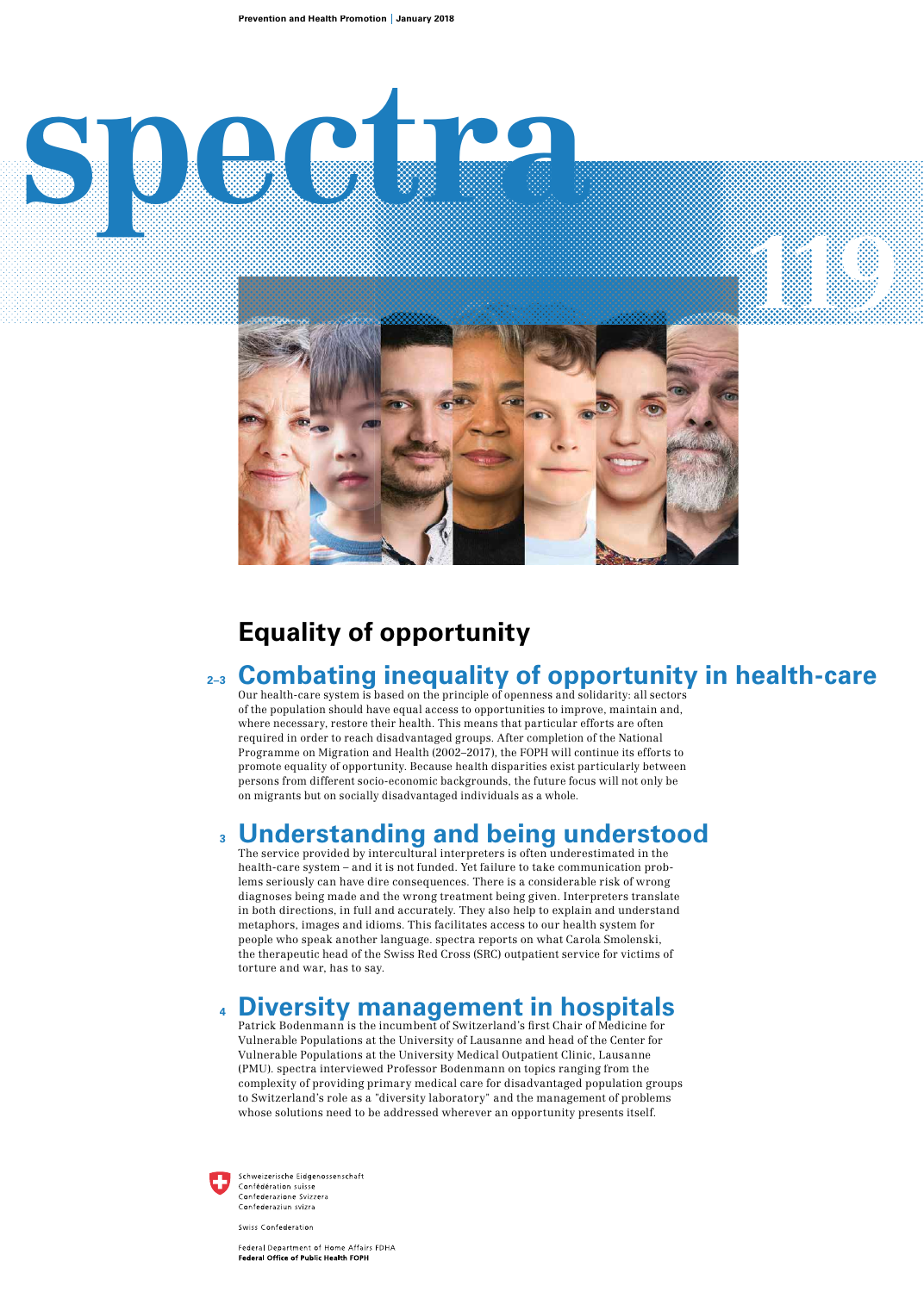Prevention and Health Promotion | January 2018

# spectra 119

## Equality of opportunity

### 2–3 Combating inequality of opportunity in health-care

Our health-care system is based on the principle of openness and solidarity: all sectors of the population should have equal access to opportunities to improve, maintain and, where necessary, restore their health. This means that particular efforts are often required in order to reach disadvantaged groups. After completion of the National Programme on Migration and Health (2002–2017), the FOPH will continue its efforts to promote equality of opportunity. Because health disparities exist particularly between persons from different socio-economic backgrounds, the future focus will not only be on migrants but on socially disadvantaged individuals as a whole.

### 3 Understanding and being understood

The service provided by intercultural interpreters is often underestimated in the health-care system – and it is not funded. Yet failure to take communication problems seriously can have dire consequences. There is a considerable risk of wrong diagnoses being made and the wrong treatment being given. Interpreters translate in both directions, in full and accurately. They also help to explain and understand metaphors, images and idioms. This facilitates access to our health system for people who speak another language. spectra reports on what Carola Smolenski, the therapeutic head of the Swiss Red Cross (SRC) outpatient service for victims of torture and war, has to say.

### 4 Diversity management in hospitals

Patrick Bodenmann is the incumbent of Switzerland's first Chair of Medicine for Vulnerable Populations at the University of Lausanne and head of the Center for Vulnerable Populations at the University Medical Outpatient Clinic, Lausanne (PMU). spectra interviewed Professor Bodenmann on topics ranging from the complexity of providing primary medical care for disadvantaged population groups to Switzerland's role as a "diversity laboratory" and the management of problems whose solutions need to be addressed wherever an opportunity presents itself.

Schweizerische Eidgenossenschaft
Confédération suisse
Confederazione Svizzera
Confederaziun svizra

Swiss Confederation

Federal Department of Home Affairs FDHA
**Federal Office of Public Health FOPH**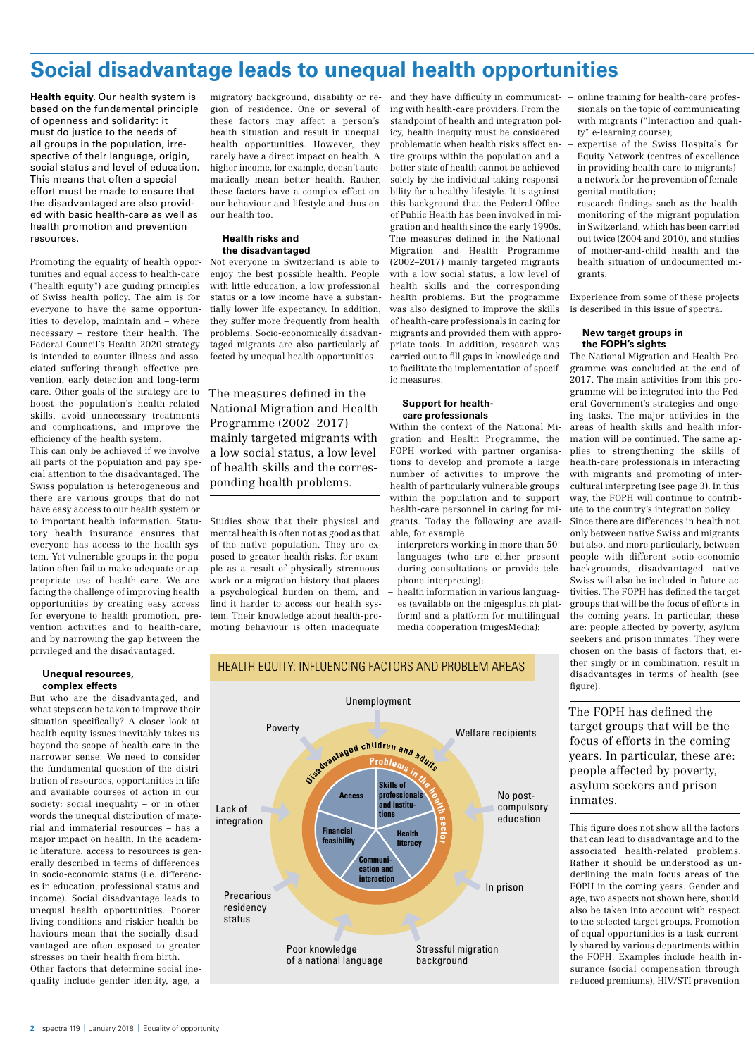# Social disadvantage leads to unequal health opportunities

**Health equity.** Our health system is based on the fundamental principle of openness and solidarity: it must do justice to the needs of all groups in the population, irrespective of their language, origin, social status and level of education. This means that often a special effort must be made to ensure that the disadvantaged are also provided with basic health-care as well as health promotion and prevention resources.

Promoting the equality of health opportunities and equal access to health-care ("health equity") are guiding principles of Swiss health policy. The aim is for everyone to have the same opportunities to develop, maintain and – where necessary – restore their health. The Federal Council's Health 2020 strategy is intended to counter illness and associated suffering through effective prevention, early detection and long-term care. Other goals of the strategy are to boost the population's health-related skills, avoid unnecessary treatments and complications, and improve the efficiency of the health system.

This can only be achieved if we involve all parts of the population and pay special attention to the disadvantaged. The Swiss population is heterogeneous and there are various groups that do not have easy access to our health system or to important health information. Statutory health insurance ensures that everyone has access to the health system. Yet vulnerable groups in the population often fail to make adequate or appropriate use of health-care. We are facing the challenge of improving health opportunities by creating easy access for everyone to health promotion, prevention activities and to health-care, and by narrowing the gap between the privileged and the disadvantaged.

### Unequal resources, complex effects

But who are the disadvantaged, and what steps can be taken to improve their situation specifically? A closer look at health-equity issues inevitably takes us beyond the scope of health-care in the narrower sense. We need to consider the fundamental question of the distribution of resources, opportunities in life and available courses of action in our society: social inequality – or in other words the unequal distribution of material and immaterial resources – has a major impact on health. In the academic literature, access to resources is generally described in terms of differences in socio-economic status (i.e. differences in education, professional status and income). Social disadvantage leads to unequal health opportunities. Poorer living conditions and riskier health behaviours mean that the socially disadvantaged are often exposed to greater stresses on their health from birth.

Other factors that determine social inequality include gender identity, age, a migratory background, disability or region of residence. One or several of these factors may affect a person's health situation and result in unequal health opportunities. However, they rarely have a direct impact on health. A higher income, for example, doesn't automatically mean better health. Rather, these factors have a complex effect on our behaviour and lifestyle and thus on our health too.

### Health risks and the disadvantaged

Not everyone in Switzerland is able to enjoy the best possible health. People with little education, a low professional status or a low income have a substantially lower life expectancy. In addition, they suffer more frequently from health problems. Socio-economically disadvantaged migrants are also particularly affected by unequal health opportunities.

> The measures defined in the National Migration and Health Programme (2002–2017) mainly targeted migrants with a low social status, a low level of health skills and the corresponding health problems.

Studies show that their physical and mental health is often not as good as that of the native population. They are exposed to greater health risks, for example as a result of physically strenuous work or a migration history that places a psychological burden on them, and find it harder to access our health system. Their knowledge about health-promoting behaviour is often inadequate and they have difficulty in communicating with health-care providers. From the standpoint of health and integration policy, health inequity must be considered problematic when health risks affect entire groups within the population and a better state of health cannot be achieved solely by the individual taking responsibility for a healthy lifestyle. It is against this background that the Federal Office of Public Health has been involved in migration and health since the early 1990s. The measures defined in the National Migration and Health Programme (2002–2017) mainly targeted migrants with a low social status, a low level of health skills and the corresponding health problems. But the programme was also designed to improve the skills of health-care professionals in caring for migrants and provided them with appropriate tools. In addition, research was carried out to fill gaps in knowledge and to facilitate the implementation of specific measures.

### Support for health-care professionals

Within the context of the National Migration and Health Programme, the FOPH worked with partner organisations to develop and promote a large number of activities to improve the health of particularly vulnerable groups within the population and to support health-care personnel in caring for migrants. Today the following are available, for example:

- interpreters working in more than 50 languages (who are either present during consultations or provide telephone interpreting);
- health information in various languages (available on the migesplus.ch platform) and a platform for multilingual media cooperation (migesMedia);
- online training for health-care professionals on the topic of communicating with migrants ("Interaction and quality" e-learning course);
- expertise of the Swiss Hospitals for Equity Network (centres of excellence in providing health-care to migrants)
- a network for the prevention of female genital mutilation;
- research findings such as the health monitoring of the migrant population in Switzerland, which has been carried out twice (2004 and 2010), and studies of mother-and-child health and the health situation of undocumented migrants.

Experience from some of these projects is described in this issue of spectra.

### New target groups in the FOPH's sights

The National Migration and Health Programme was concluded at the end of 2017. The main activities from this programme will be integrated into the Federal Government's strategies and ongoing tasks. The major activities in the areas of health skills and health information will be continued. The same applies to strengthening the skills of health-care professionals in interacting with migrants and promoting of intercultural interpreting (see page 3). In this way, the FOPH will continue to contribute to the country's integration policy. Since there are differences in health not only between native Swiss and migrants but also, and more particularly, between people with different socio-economic backgrounds, disadvantaged native Swiss will also be included in future activities. The FOPH has defined the target groups that will be the focus of efforts in the coming years. In particular, these are: people affected by poverty, asylum seekers and prison inmates. They were chosen on the basis of factors that, either singly or in combination, result in disadvantages in terms of health (see figure).

> The FOPH has defined the target groups that will be the focus of efforts in the coming years. In particular, these are: people affected by poverty, asylum seekers and prison inmates.

**HEALTH EQUITY: INFLUENCING FACTORS AND PROBLEM AREAS**

Factors: Unemployment; Welfare recipients; No post-compulsory education; In prison; Stressful migration background; Poor knowledge of a national language; Precarious residency status; Lack of integration; Poverty

Disadvantaged children and adults – Problems in the health sector: Access; Skills of professionals and institutions; Health literacy; Communication and interaction; Financial feasibility

This figure does not show all the factors that can lead to disadvantage and to the associated health-related problems. Rather it should be understood as underlining the main focus areas of the FOPH in the coming years. Gender and age, two aspects not shown here, should also be taken into account with respect to the selected target groups. Promotion of equal opportunities is a task currently shared by various departments within the FOPH. Examples include health insurance (social compensation through reduced premiums), HIV/STI prevention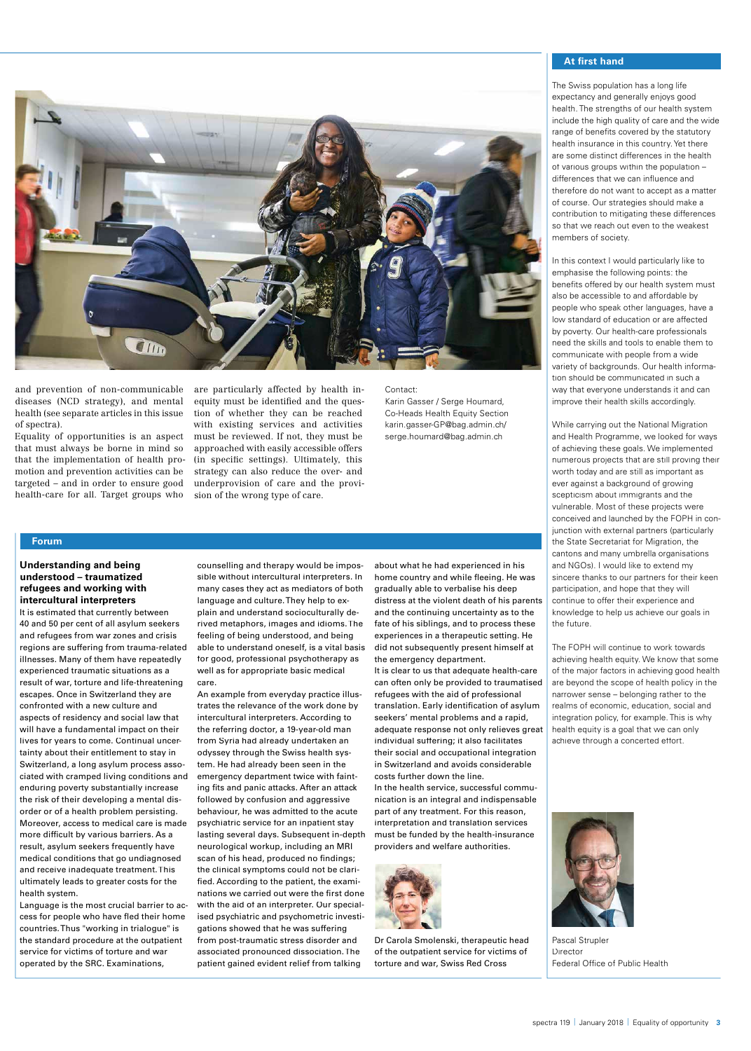and prevention of non-communicable diseases (NCD strategy), and mental health (see separate articles in this issue of spectra).

Equality of opportunities is an aspect that must always be borne in mind so that the implementation of health promotion and prevention activities can be targeted – and in order to ensure good health-care for all. Target groups who are particularly affected by health inequity must be identified and the question of whether they can be reached with existing services and activities must be reviewed. If not, they must be approached with easily accessible offers (in specific settings). Ultimately, this strategy can also reduce the over- and underprovision of care and the provision of the wrong type of care.

Contact:
Karin Gasser / Serge Houmard,
Co-Heads Health Equity Section
karin.gasser-GP@bag.admin.ch/
serge.houmard@bag.admin.ch

## Forum

### Understanding and being understood – traumatized refugees and working with intercultural interpreters

It is estimated that currently between 40 and 50 per cent of all asylum seekers and refugees from war zones and crisis regions are suffering from trauma-related illnesses. Many of them have repeatedly experienced traumatic situations as a result of war, torture and life-threatening escapes. Once in Switzerland they are confronted with a new culture and aspects of residency and social law that will have a fundamental impact on their lives for years to come. Continual uncertainty about their entitlement to stay in Switzerland, a long asylum process associated with cramped living conditions and enduring poverty substantially increase the risk of their developing a mental disorder or of a health problem persisting. Moreover, access to medical care is made more difficult by various barriers. As a result, asylum seekers frequently have medical conditions that go undiagnosed and receive inadequate treatment. This ultimately leads to greater costs for the health system.

Language is the most crucial barrier to access for people who have fled their home countries. Thus "working in trialogue" is the standard procedure at the outpatient service for victims of torture and war operated by the SRC. Examinations, counselling and therapy would be impossible without intercultural interpreters. In many cases they act as mediators of both language and culture. They help to explain and understand socioculturally derived metaphors, images and idioms. The feeling of being understood, and being able to understand oneself, is a vital basis for good, professional psychotherapy as well as for appropriate basic medical care.

An example from everyday practice illustrates the relevance of the work done by intercultural interpreters. According to the referring doctor, a 19-year-old man from Syria had already undertaken an odyssey through the Swiss health system. He had already been seen in the emergency department twice with fainting fits and panic attacks. After an attack followed by confusion and aggressive behaviour, he was admitted to the acute psychiatric service for an inpatient stay lasting several days. Subsequent in-depth neurological workup, including an MRI scan of his head, produced no findings; the clinical symptoms could not be clarified. According to the patient, the examinations we carried out were the first done with the aid of an interpreter. Our specialised psychiatric and psychometric investigations showed that he was suffering from post-traumatic stress disorder and associated pronounced dissociation. The patient gained evident relief from talking about what he had experienced in his home country and while fleeing. He was gradually able to verbalise his deep distress at the violent death of his parents and the continuing uncertainty as to the fate of his siblings, and to process these experiences in a therapeutic setting. He did not subsequently present himself at the emergency department.

It is clear to us that adequate health-care can often only be provided to traumatised refugees with the aid of professional translation. Early identification of asylum seekers' mental problems and a rapid, adequate response not only relieves great individual suffering; it also facilitates their social and occupational integration in Switzerland and avoids considerable costs further down the line.

In the health service, successful communication is an integral and indispensable part of any treatment. For this reason, interpretation and translation services must be funded by the health-insurance providers and welfare authorities.

Dr Carola Smolenski, therapeutic head of the outpatient service for victims of torture and war, Swiss Red Cross

## At first hand

The Swiss population has a long life expectancy and generally enjoys good health. The strengths of our health system include the high quality of care and the wide range of benefits covered by the statutory health insurance in this country. Yet there are some distinct differences in the health of various groups within the population – differences that we can influence and therefore do not want to accept as a matter of course. Our strategies should make a contribution to mitigating these differences so that we reach out even to the weakest members of society.

In this context I would particularly like to emphasise the following points: the benefits offered by our health system must also be accessible to and affordable by people who speak other languages, have a low standard of education or are affected by poverty. Our health-care professionals need the skills and tools to enable them to communicate with people from a wide variety of backgrounds. Our health information should be communicated in such a way that everyone understands it and can improve their health skills accordingly.

While carrying out the National Migration and Health Programme, we looked for ways of achieving these goals. We implemented numerous projects that are still proving their worth today and are still as important as ever against a background of growing scepticism about immigrants and the vulnerable. Most of these projects were conceived and launched by the FOPH in conjunction with external partners (particularly the State Secretariat for Migration, the cantons and many umbrella organisations and NGOs). I would like to extend my sincere thanks to our partners for their keen participation, and hope that they will continue to offer their experience and knowledge to help us achieve our goals in the future.

The FOPH will continue to work towards achieving health equity. We know that some of the major factors in achieving good health are beyond the scope of health policy in the narrower sense – belonging rather to the realms of economic, education, social and integration policy, for example. This is why health equity is a goal that we can only achieve through a concerted effort.

Pascal Strupler
Director
Federal Office of Public Health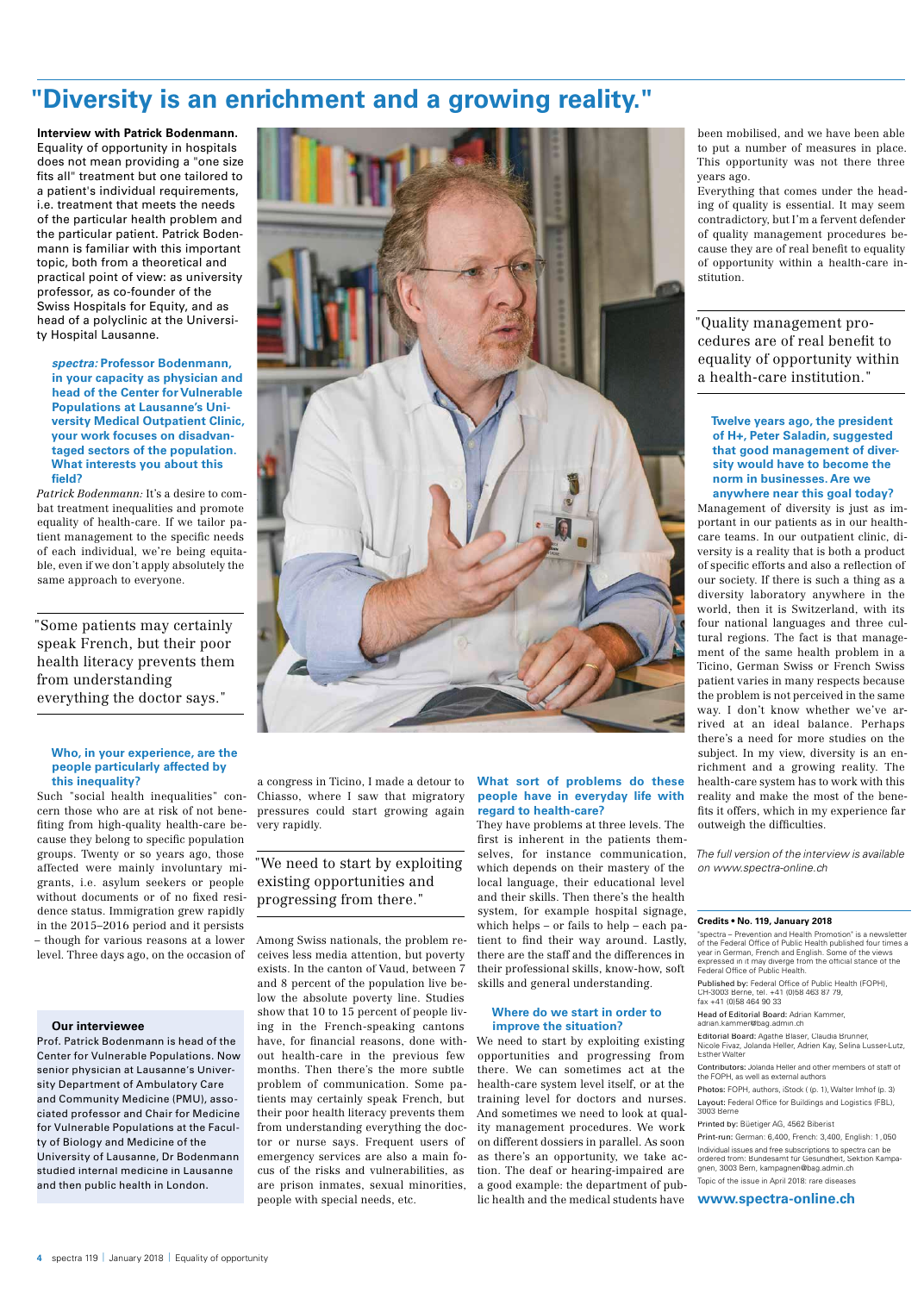# "Diversity is an enrichment and a growing reality."

**Interview with Patrick Bodenmann.** Equality of opportunity in hospitals does not mean providing a "one size fits all" treatment but one tailored to a patient's individual requirements, i.e. treatment that meets the needs of the particular health problem and the particular patient. Patrick Bodenmann is familiar with this important topic, both from a theoretical and practical point of view: as university professor, as co-founder of the Swiss Hospitals for Equity, and as head of a polyclinic at the University Hospital Lausanne.

***spectra:*** **Professor Bodenmann, in your capacity as physician and head of the Center for Vulnerable Populations at Lausanne's University Medical Outpatient Clinic, your work focuses on disadvantaged sectors of the population. What interests you about this field?**

*Patrick Bodenmann:* It's a desire to combat treatment inequalities and promote equality of health-care. If we tailor patient management to the specific needs of each individual, we're being equitable, even if we don't apply absolutely the same approach to everyone.

> "Some patients may certainly speak French, but their poor health literacy prevents them from understanding everything the doctor says."

**Who, in your experience, are the people particularly affected by this inequality?**

Such "social health inequalities" concern those who are at risk of not benefiting from high-quality health-care because they belong to specific population groups. Twenty or so years ago, those affected were mainly involuntary migrants, i.e. asylum seekers or people without documents or of no fixed residence status. Immigration grew rapidly in the 2015–2016 period and it persists – though for various reasons at a lower level. Three days ago, on the occasion of a congress in Ticino, I made a detour to Chiasso, where I saw that migratory pressures could start growing again very rapidly.

> "We need to start by exploiting existing opportunities and progressing from there."

Among Swiss nationals, the problem receives less media attention, but poverty exists. In the canton of Vaud, between 7 and 8 percent of the population live below the absolute poverty line. Studies show that 10 to 15 percent of people living in the French-speaking cantons have, for financial reasons, done without health-care in the previous few months. Then there's the more subtle problem of communication. Some patients may certainly speak French, but their poor health literacy prevents them from understanding everything the doctor or nurse says. Frequent users of emergency services are also a main focus of the risks and vulnerabilities, as are prison inmates, sexual minorities, people with special needs, etc.

**What sort of problems do these people have in everyday life with regard to health-care?**

They have problems at three levels. The first is inherent in the patients themselves, for instance communication, which depends on their mastery of the local language, their educational level and their skills. Then there's the health system, for example hospital signage, which helps – or fails to help – each patient to find their way around. Lastly, there are the staff and the differences in their professional skills, know-how, soft skills and general understanding.

**Where do we start in order to improve the situation?**

We need to start by exploiting existing opportunities and progressing from there. We can sometimes act at the health-care system level itself, or at the training level for doctors and nurses. And sometimes we need to look at quality management procedures. We work on different dossiers in parallel. As soon as there's an opportunity, we take action. The deaf or hearing-impaired are a good example: the department of public health and the medical students have been mobilised, and we have been able to put a number of measures in place. This opportunity was not there three years ago.

Everything that comes under the heading of quality is essential. It may seem contradictory, but I'm a fervent defender of quality management procedures because they are of real benefit to equality of opportunity within a health-care institution.

> "Quality management procedures are of real benefit to equality of opportunity within a health-care institution."

**Twelve years ago, the president of H+, Peter Saladin, suggested that good management of diversity would have to become the norm in businesses. Are we anywhere near this goal today?**

Management of diversity is just as important in our patients as in our health-care teams. In our outpatient clinic, diversity is a reality that is both a product of specific efforts and also a reflection of our society. If there is such a thing as a diversity laboratory anywhere in the world, then it is Switzerland, with its four national languages and three cultural regions. The fact is that management of the same health problem in a Ticino, German Swiss or French Swiss patient varies in many respects because the problem is not perceived in the same way. I don't know whether we've arrived at an ideal balance. Perhaps there's a need for more studies on the subject. In my view, diversity is an enrichment and a growing reality. The health-care system has to work with this reality and make the most of the benefits it offers, which in my experience far outweigh the difficulties.

*The full version of the interview is available on www.spectra-online.ch*

### Our interviewee

Prof. Patrick Bodenmann is head of the Center for Vulnerable Populations. Now senior physician at Lausanne's University Department of Ambulatory Care and Community Medicine (PMU), associated professor and Chair for Medicine for Vulnerable Populations at the Faculty of Biology and Medicine of the University of Lausanne, Dr Bodenmann studied internal medicine in Lausanne and then public health in London.

### Credits • No. 119, January 2018

"spectra – Prevention and Health Promotion" is a newsletter of the Federal Office of Public Health published four times a year in German, French and English. Some of the views expressed in it may diverge from the official stance of the Federal Office of Public Health.

**Published by:** Federal Office of Public Health (FOPH), CH-3003 Berne, tel. +41 (0)58 463 87 79, fax +41 (0)58 464 90 33

**Head of Editorial Board:** Adrian Kammer, adrian.kammer@bag.admin.ch

**Editorial Board:** Agathe Blaser, Claudia Brunner, Nicole Fivaz, Jolanda Heller, Adrien Kay, Selina Lusser-Lutz, Esther Walter

**Contributors:** Jolanda Heller and other members of staff of the FOPH, as well as external authors

**Photos:** FOPH, authors, iStock ( (p. 1), Walter Imhof (p. 3)

**Layout:** Federal Office for Buildings and Logistics (FBL), 3003 Berne

**Printed by:** Büetiger AG, 4562 Biberist

**Print-run:** German: 6,400, French: 3,400, English: 1,050

Individual issues and free subscriptions to spectra can be ordered from: Bundesamt für Gesundheit, Sektion Kampagnen, 3003 Bern, kampagnen@bag.admin.ch

Topic of the issue in April 2018: rare diseases

**www.spectra-online.ch**